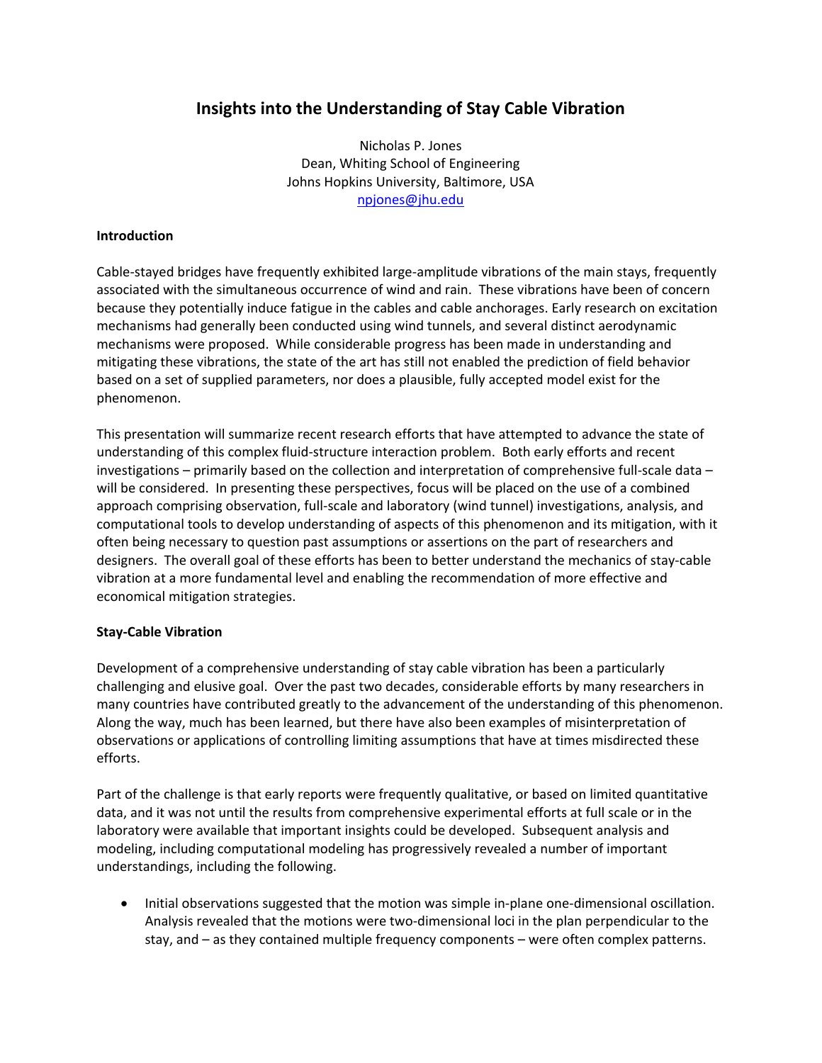# Insights into the Understanding of Stay Cable Vibration

Nicholas P. Jones
Dean, Whiting School of Engineering
Johns Hopkins University, Baltimore, USA
npjones@jhu.edu

## Introduction

Cable-stayed bridges have frequently exhibited large-amplitude vibrations of the main stays, frequently associated with the simultaneous occurrence of wind and rain. These vibrations have been of concern because they potentially induce fatigue in the cables and cable anchorages. Early research on excitation mechanisms had generally been conducted using wind tunnels, and several distinct aerodynamic mechanisms were proposed. While considerable progress has been made in understanding and mitigating these vibrations, the state of the art has still not enabled the prediction of field behavior based on a set of supplied parameters, nor does a plausible, fully accepted model exist for the phenomenon.

This presentation will summarize recent research efforts that have attempted to advance the state of understanding of this complex fluid-structure interaction problem. Both early efforts and recent investigations – primarily based on the collection and interpretation of comprehensive full-scale data – will be considered. In presenting these perspectives, focus will be placed on the use of a combined approach comprising observation, full-scale and laboratory (wind tunnel) investigations, analysis, and computational tools to develop understanding of aspects of this phenomenon and its mitigation, with it often being necessary to question past assumptions or assertions on the part of researchers and designers. The overall goal of these efforts has been to better understand the mechanics of stay-cable vibration at a more fundamental level and enabling the recommendation of more effective and economical mitigation strategies.

## Stay-Cable Vibration

Development of a comprehensive understanding of stay cable vibration has been a particularly challenging and elusive goal. Over the past two decades, considerable efforts by many researchers in many countries have contributed greatly to the advancement of the understanding of this phenomenon. Along the way, much has been learned, but there have also been examples of misinterpretation of observations or applications of controlling limiting assumptions that have at times misdirected these efforts.

Part of the challenge is that early reports were frequently qualitative, or based on limited quantitative data, and it was not until the results from comprehensive experimental efforts at full scale or in the laboratory were available that important insights could be developed. Subsequent analysis and modeling, including computational modeling has progressively revealed a number of important understandings, including the following.

- Initial observations suggested that the motion was simple in-plane one-dimensional oscillation. Analysis revealed that the motions were two-dimensional loci in the plan perpendicular to the stay, and – as they contained multiple frequency components – were often complex patterns.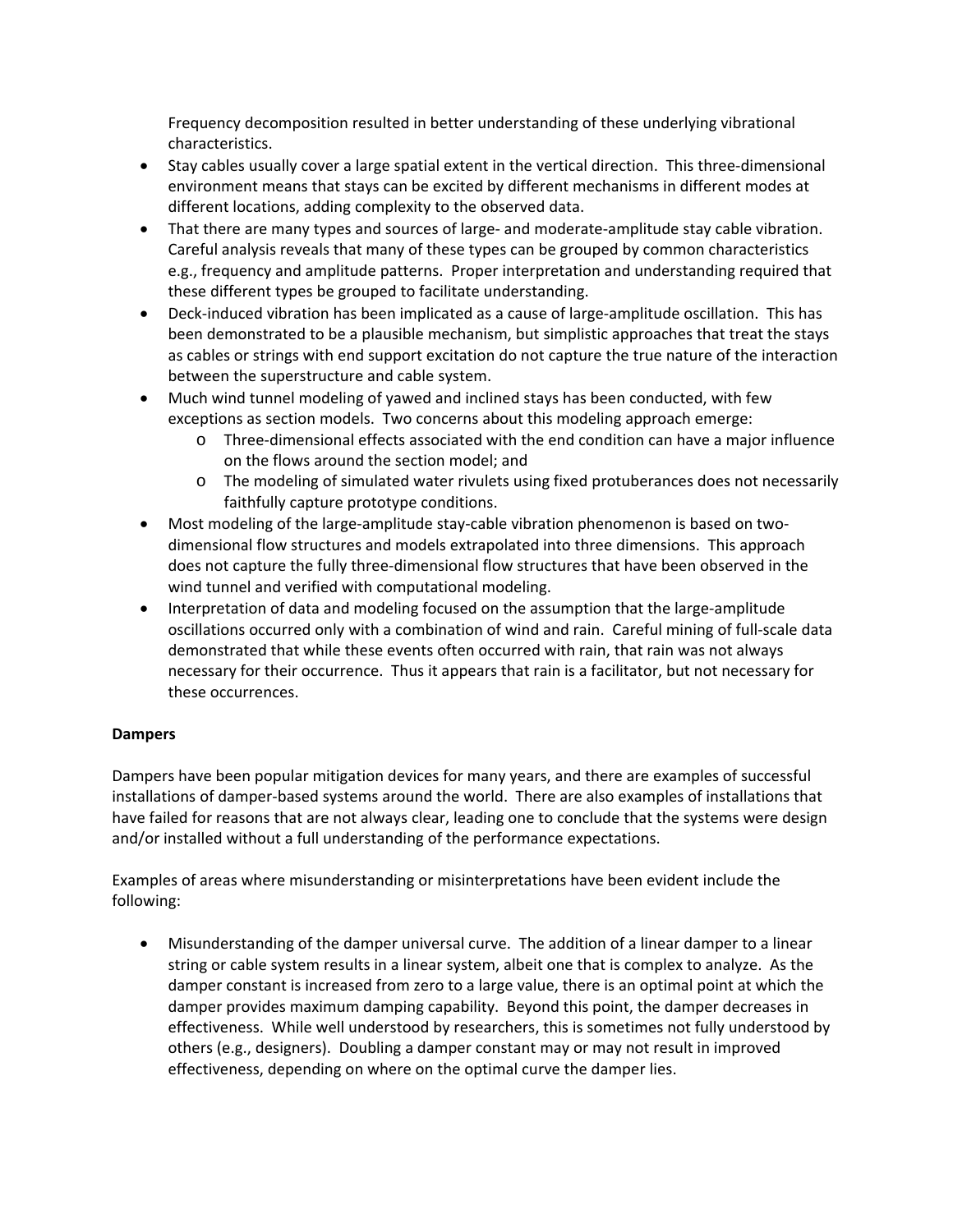Frequency decomposition resulted in better understanding of these underlying vibrational characteristics.

- Stay cables usually cover a large spatial extent in the vertical direction. This three-dimensional environment means that stays can be excited by different mechanisms in different modes at different locations, adding complexity to the observed data.
- That there are many types and sources of large- and moderate-amplitude stay cable vibration. Careful analysis reveals that many of these types can be grouped by common characteristics e.g., frequency and amplitude patterns. Proper interpretation and understanding required that these different types be grouped to facilitate understanding.
- Deck-induced vibration has been implicated as a cause of large-amplitude oscillation. This has been demonstrated to be a plausible mechanism, but simplistic approaches that treat the stays as cables or strings with end support excitation do not capture the true nature of the interaction between the superstructure and cable system.
- Much wind tunnel modeling of yawed and inclined stays has been conducted, with few exceptions as section models. Two concerns about this modeling approach emerge:
  - Three-dimensional effects associated with the end condition can have a major influence on the flows around the section model; and
  - The modeling of simulated water rivulets using fixed protuberances does not necessarily faithfully capture prototype conditions.
- Most modeling of the large-amplitude stay-cable vibration phenomenon is based on two-dimensional flow structures and models extrapolated into three dimensions. This approach does not capture the fully three-dimensional flow structures that have been observed in the wind tunnel and verified with computational modeling.
- Interpretation of data and modeling focused on the assumption that the large-amplitude oscillations occurred only with a combination of wind and rain. Careful mining of full-scale data demonstrated that while these events often occurred with rain, that rain was not always necessary for their occurrence. Thus it appears that rain is a facilitator, but not necessary for these occurrences.

**Dampers**

Dampers have been popular mitigation devices for many years, and there are examples of successful installations of damper-based systems around the world. There are also examples of installations that have failed for reasons that are not always clear, leading one to conclude that the systems were design and/or installed without a full understanding of the performance expectations.

Examples of areas where misunderstanding or misinterpretations have been evident include the following:

- Misunderstanding of the damper universal curve. The addition of a linear damper to a linear string or cable system results in a linear system, albeit one that is complex to analyze. As the damper constant is increased from zero to a large value, there is an optimal point at which the damper provides maximum damping capability. Beyond this point, the damper decreases in effectiveness. While well understood by researchers, this is sometimes not fully understood by others (e.g., designers). Doubling a damper constant may or may not result in improved effectiveness, depending on where on the optimal curve the damper lies.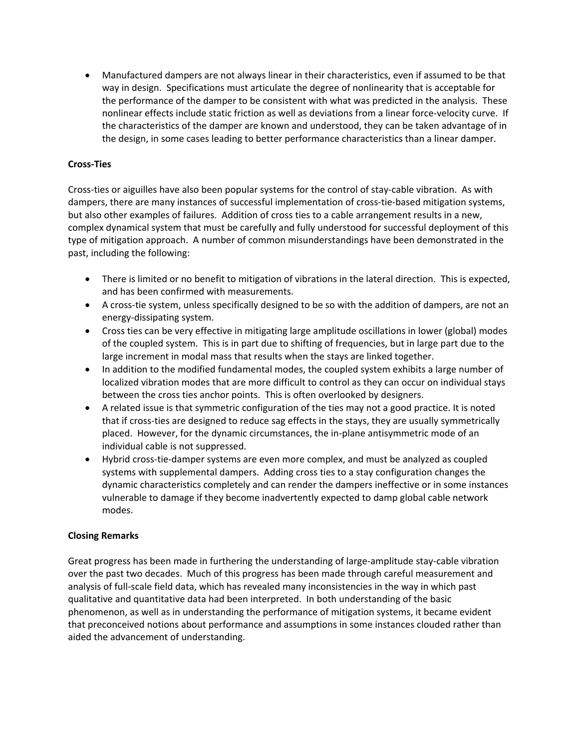- Manufactured dampers are not always linear in their characteristics, even if assumed to be that way in design. Specifications must articulate the degree of nonlinearity that is acceptable for the performance of the damper to be consistent with what was predicted in the analysis. These nonlinear effects include static friction as well as deviations from a linear force-velocity curve. If the characteristics of the damper are known and understood, they can be taken advantage of in the design, in some cases leading to better performance characteristics than a linear damper.

**Cross-Ties**

Cross-ties or aiguilles have also been popular systems for the control of stay-cable vibration. As with dampers, there are many instances of successful implementation of cross-tie-based mitigation systems, but also other examples of failures. Addition of cross ties to a cable arrangement results in a new, complex dynamical system that must be carefully and fully understood for successful deployment of this type of mitigation approach. A number of common misunderstandings have been demonstrated in the past, including the following:

- There is limited or no benefit to mitigation of vibrations in the lateral direction. This is expected, and has been confirmed with measurements.
- A cross-tie system, unless specifically designed to be so with the addition of dampers, are not an energy-dissipating system.
- Cross ties can be very effective in mitigating large amplitude oscillations in lower (global) modes of the coupled system. This is in part due to shifting of frequencies, but in large part due to the large increment in modal mass that results when the stays are linked together.
- In addition to the modified fundamental modes, the coupled system exhibits a large number of localized vibration modes that are more difficult to control as they can occur on individual stays between the cross ties anchor points. This is often overlooked by designers.
- A related issue is that symmetric configuration of the ties may not a good practice. It is noted that if cross-ties are designed to reduce sag effects in the stays, they are usually symmetrically placed. However, for the dynamic circumstances, the in-plane antisymmetric mode of an individual cable is not suppressed.
- Hybrid cross-tie-damper systems are even more complex, and must be analyzed as coupled systems with supplemental dampers. Adding cross ties to a stay configuration changes the dynamic characteristics completely and can render the dampers ineffective or in some instances vulnerable to damage if they become inadvertently expected to damp global cable network modes.

**Closing Remarks**

Great progress has been made in furthering the understanding of large-amplitude stay-cable vibration over the past two decades. Much of this progress has been made through careful measurement and analysis of full-scale field data, which has revealed many inconsistencies in the way in which past qualitative and quantitative data had been interpreted. In both understanding of the basic phenomenon, as well as in understanding the performance of mitigation systems, it became evident that preconceived notions about performance and assumptions in some instances clouded rather than aided the advancement of understanding.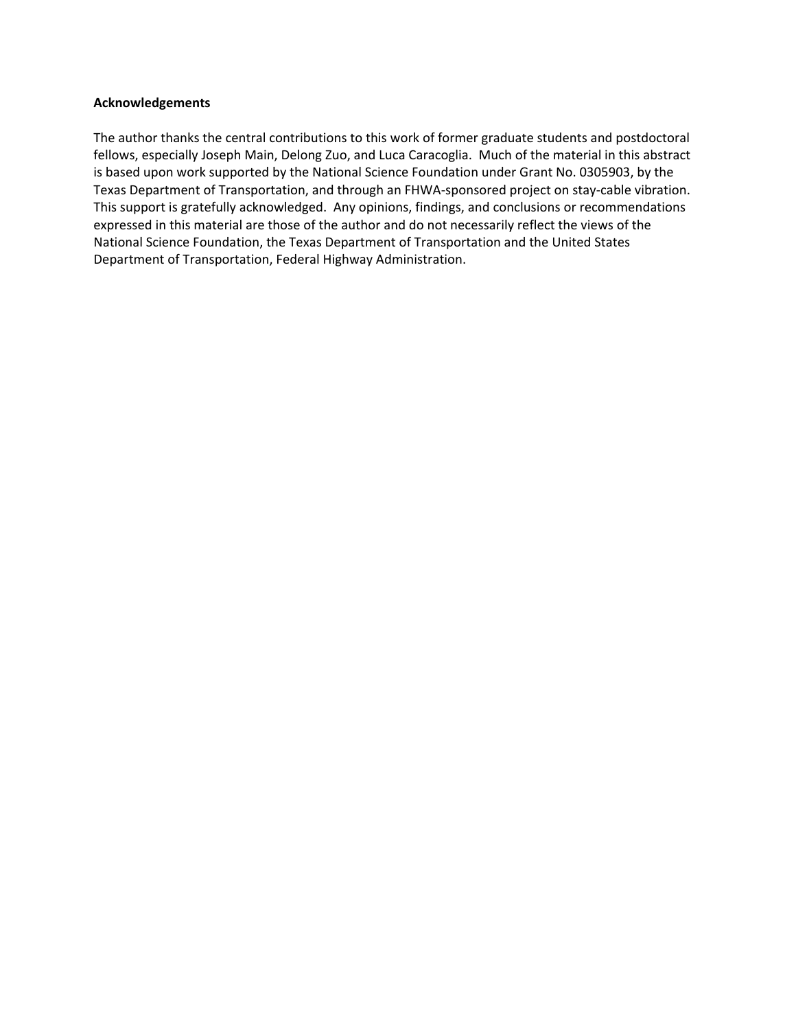**Acknowledgements**

The author thanks the central contributions to this work of former graduate students and postdoctoral fellows, especially Joseph Main, Delong Zuo, and Luca Caracoglia. Much of the material in this abstract is based upon work supported by the National Science Foundation under Grant No. 0305903, by the Texas Department of Transportation, and through an FHWA-sponsored project on stay-cable vibration. This support is gratefully acknowledged. Any opinions, findings, and conclusions or recommendations expressed in this material are those of the author and do not necessarily reflect the views of the National Science Foundation, the Texas Department of Transportation and the United States Department of Transportation, Federal Highway Administration.